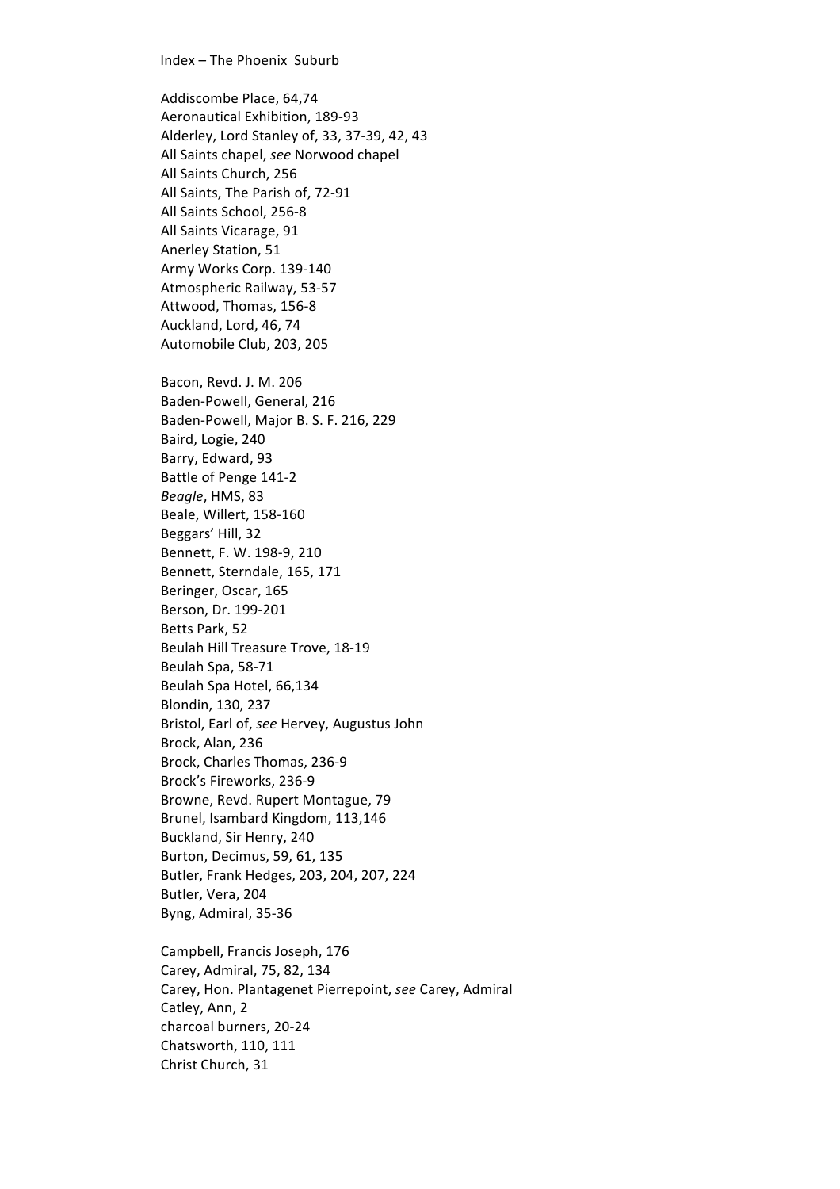Index – The Phoenix Suburb

Addiscombe Place, 64,74
Aeronautical Exhibition, 189-93
Alderley, Lord Stanley of, 33, 37-39, 42, 43
All Saints chapel, *see* Norwood chapel
All Saints Church, 256
All Saints, The Parish of, 72-91
All Saints School, 256-8
All Saints Vicarage, 91
Anerley Station, 51
Army Works Corp. 139-140
Atmospheric Railway, 53-57
Attwood, Thomas, 156-8
Auckland, Lord, 46, 74
Automobile Club, 203, 205

Bacon, Revd. J. M. 206
Baden-Powell, General, 216
Baden-Powell, Major B. S. F. 216, 229
Baird, Logie, 240
Barry, Edward, 93
Battle of Penge 141-2
*Beagle*, HMS, 83
Beale, Willert, 158-160
Beggars' Hill, 32
Bennett, F. W. 198-9, 210
Bennett, Sterndale, 165, 171
Beringer, Oscar, 165
Berson, Dr. 199-201
Betts Park, 52
Beulah Hill Treasure Trove, 18-19
Beulah Spa, 58-71
Beulah Spa Hotel, 66,134
Blondin, 130, 237
Bristol, Earl of, *see* Hervey, Augustus John
Brock, Alan, 236
Brock, Charles Thomas, 236-9
Brock's Fireworks, 236-9
Browne, Revd. Rupert Montague, 79
Brunel, Isambard Kingdom, 113,146
Buckland, Sir Henry, 240
Burton, Decimus, 59, 61, 135
Butler, Frank Hedges, 203, 204, 207, 224
Butler, Vera, 204
Byng, Admiral, 35-36

Campbell, Francis Joseph, 176
Carey, Admiral, 75, 82, 134
Carey, Hon. Plantagenet Pierrepoint, *see* Carey, Admiral
Catley, Ann, 2
charcoal burners, 20-24
Chatsworth, 110, 111
Christ Church, 31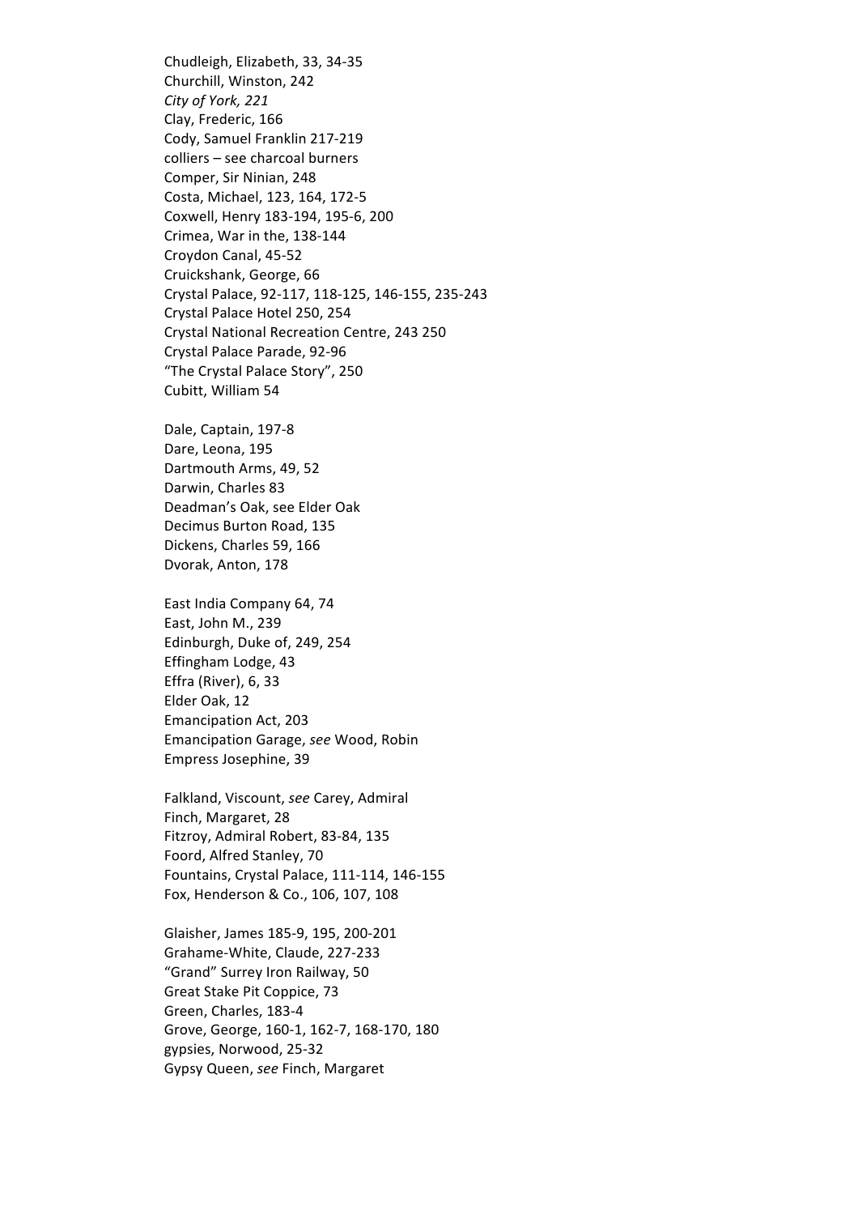Chudleigh, Elizabeth, 33, 34-35
Churchill, Winston, 242
*City of York, 221*
Clay, Frederic, 166
Cody, Samuel Franklin 217-219
colliers – see charcoal burners
Comper, Sir Ninian, 248
Costa, Michael, 123, 164, 172-5
Coxwell, Henry 183-194, 195-6, 200
Crimea, War in the, 138-144
Croydon Canal, 45-52
Cruickshank, George, 66
Crystal Palace, 92-117, 118-125, 146-155, 235-243
Crystal Palace Hotel 250, 254
Crystal National Recreation Centre, 243 250
Crystal Palace Parade, 92-96
"The Crystal Palace Story", 250
Cubitt, William 54

Dale, Captain, 197-8
Dare, Leona, 195
Dartmouth Arms, 49, 52
Darwin, Charles 83
Deadman's Oak, see Elder Oak
Decimus Burton Road, 135
Dickens, Charles 59, 166
Dvorak, Anton, 178

East India Company 64, 74
East, John M., 239
Edinburgh, Duke of, 249, 254
Effingham Lodge, 43
Effra (River), 6, 33
Elder Oak, 12
Emancipation Act, 203
Emancipation Garage, *see* Wood, Robin
Empress Josephine, 39

Falkland, Viscount, *see* Carey, Admiral
Finch, Margaret, 28
Fitzroy, Admiral Robert, 83-84, 135
Foord, Alfred Stanley, 70
Fountains, Crystal Palace, 111-114, 146-155
Fox, Henderson & Co., 106, 107, 108

Glaisher, James 185-9, 195, 200-201
Grahame-White, Claude, 227-233
"Grand" Surrey Iron Railway, 50
Great Stake Pit Coppice, 73
Green, Charles, 183-4
Grove, George, 160-1, 162-7, 168-170, 180
gypsies, Norwood, 25-32
Gypsy Queen, *see* Finch, Margaret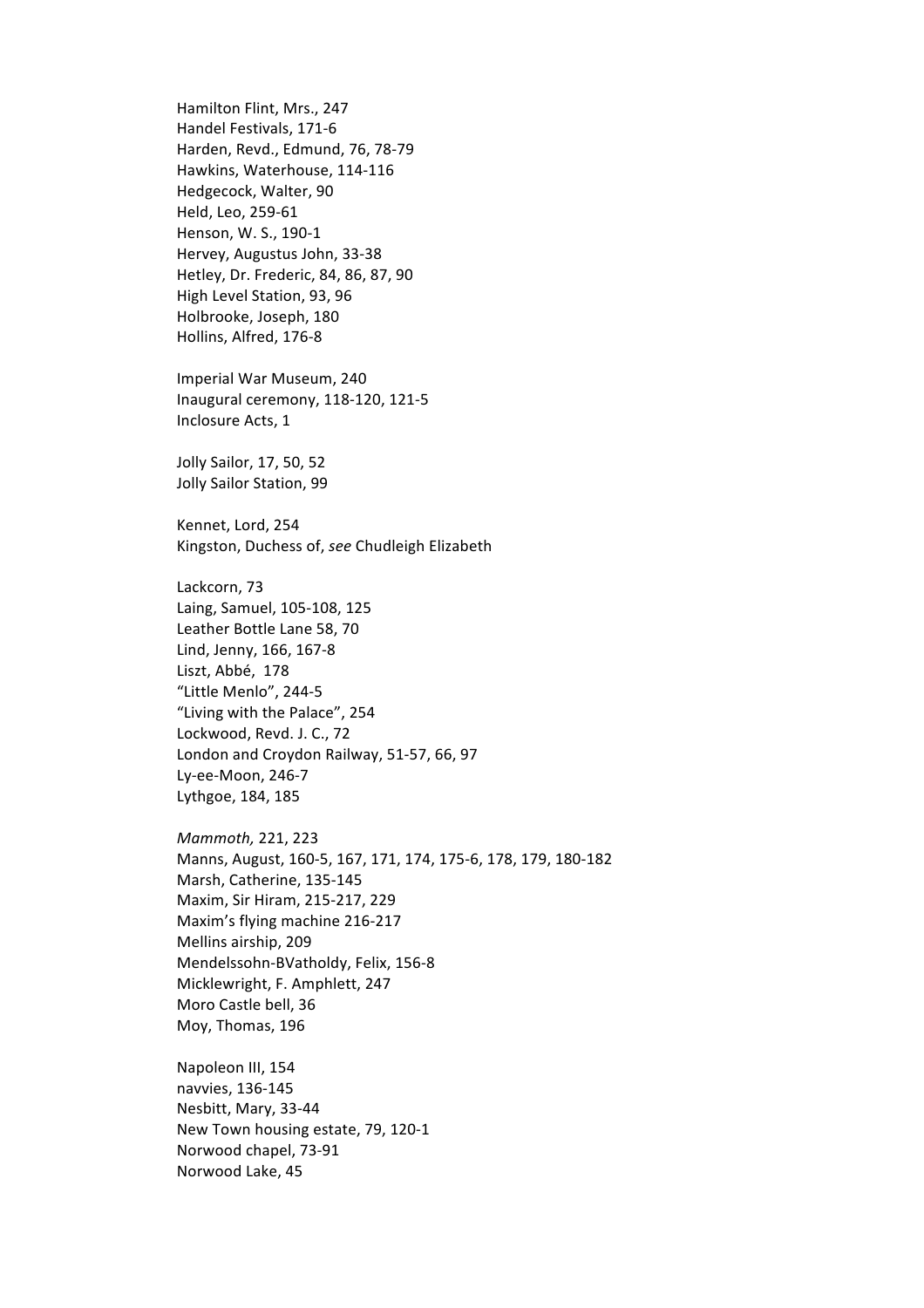Hamilton Flint, Mrs., 247
Handel Festivals, 171-6
Harden, Revd., Edmund, 76, 78-79
Hawkins, Waterhouse, 114-116
Hedgecock, Walter, 90
Held, Leo, 259-61
Henson, W. S., 190-1
Hervey, Augustus John, 33-38
Hetley, Dr. Frederic, 84, 86, 87, 90
High Level Station, 93, 96
Holbrooke, Joseph, 180
Hollins, Alfred, 176-8

Imperial War Museum, 240
Inaugural ceremony, 118-120, 121-5
Inclosure Acts, 1

Jolly Sailor, 17, 50, 52
Jolly Sailor Station, 99

Kennet, Lord, 254
Kingston, Duchess of, *see* Chudleigh Elizabeth

Lackcorn, 73
Laing, Samuel, 105-108, 125
Leather Bottle Lane 58, 70
Lind, Jenny, 166, 167-8
Liszt, Abbé, 178
"Little Menlo", 244-5
"Living with the Palace", 254
Lockwood, Revd. J. C., 72
London and Croydon Railway, 51-57, 66, 97
Ly-ee-Moon, 246-7
Lythgoe, 184, 185

*Mammoth,* 221, 223
Manns, August, 160-5, 167, 171, 174, 175-6, 178, 179, 180-182
Marsh, Catherine, 135-145
Maxim, Sir Hiram, 215-217, 229
Maxim's flying machine 216-217
Mellins airship, 209
Mendelssohn-BVatholdy, Felix, 156-8
Micklewright, F. Amphlett, 247
Moro Castle bell, 36
Moy, Thomas, 196

Napoleon III, 154
navvies, 136-145
Nesbitt, Mary, 33-44
New Town housing estate, 79, 120-1
Norwood chapel, 73-91
Norwood Lake, 45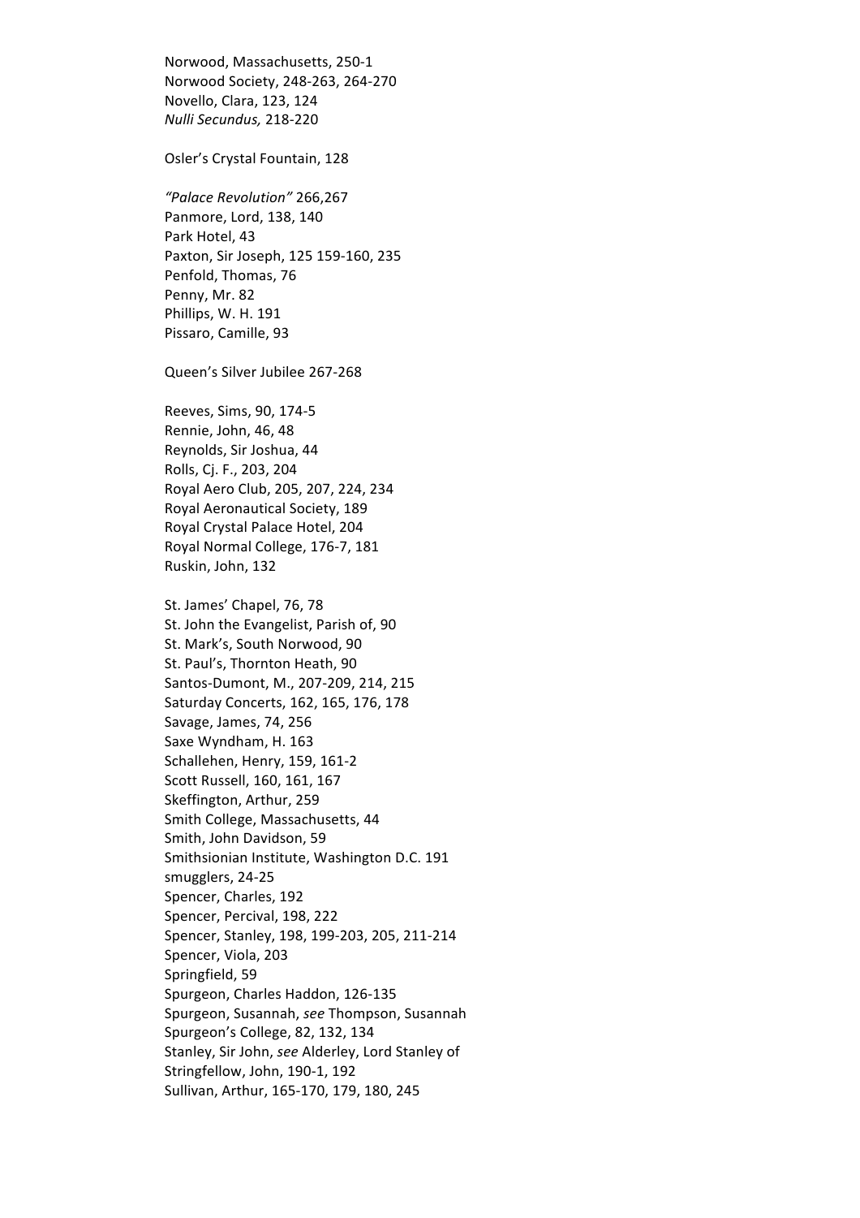Norwood, Massachusetts, 250-1
Norwood Society, 248-263, 264-270
Novello, Clara, 123, 124
*Nulli Secundus,* 218-220

Osler's Crystal Fountain, 128

*"Palace Revolution"* 266,267
Panmore, Lord, 138, 140
Park Hotel, 43
Paxton, Sir Joseph, 125 159-160, 235
Penfold, Thomas, 76
Penny, Mr. 82
Phillips, W. H. 191
Pissaro, Camille, 93

Queen's Silver Jubilee 267-268

Reeves, Sims, 90, 174-5
Rennie, John, 46, 48
Reynolds, Sir Joshua, 44
Rolls, Cj. F., 203, 204
Royal Aero Club, 205, 207, 224, 234
Royal Aeronautical Society, 189
Royal Crystal Palace Hotel, 204
Royal Normal College, 176-7, 181
Ruskin, John, 132

St. James' Chapel, 76, 78
St. John the Evangelist, Parish of, 90
St. Mark's, South Norwood, 90
St. Paul's, Thornton Heath, 90
Santos-Dumont, M., 207-209, 214, 215
Saturday Concerts, 162, 165, 176, 178
Savage, James, 74, 256
Saxe Wyndham, H. 163
Schallehen, Henry, 159, 161-2
Scott Russell, 160, 161, 167
Skeffington, Arthur, 259
Smith College, Massachusetts, 44
Smith, John Davidson, 59
Smithsionian Institute, Washington D.C. 191
smugglers, 24-25
Spencer, Charles, 192
Spencer, Percival, 198, 222
Spencer, Stanley, 198, 199-203, 205, 211-214
Spencer, Viola, 203
Springfield, 59
Spurgeon, Charles Haddon, 126-135
Spurgeon, Susannah, *see* Thompson, Susannah
Spurgeon's College, 82, 132, 134
Stanley, Sir John, *see* Alderley, Lord Stanley of
Stringfellow, John, 190-1, 192
Sullivan, Arthur, 165-170, 179, 180, 245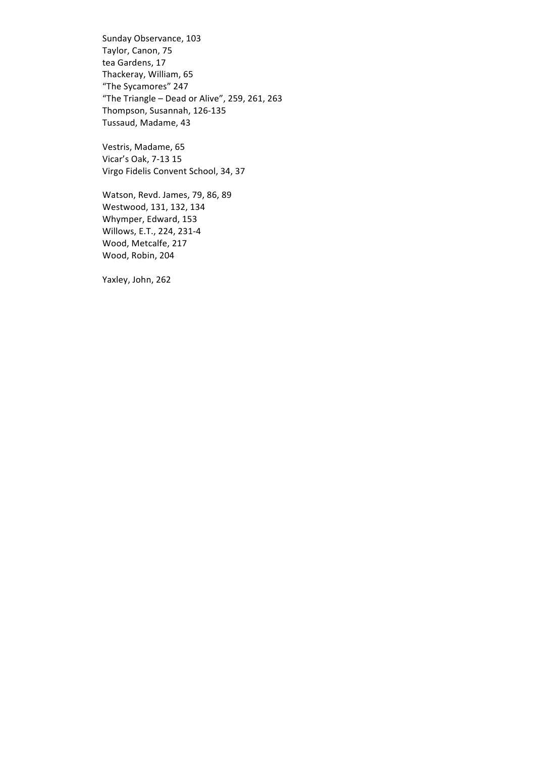Sunday Observance, 103
Taylor, Canon, 75
tea Gardens, 17
Thackeray, William, 65
“The Sycamores” 247
“The Triangle – Dead or Alive”, 259, 261, 263
Thompson, Susannah, 126-135
Tussaud, Madame, 43

Vestris, Madame, 65
Vicar’s Oak, 7-13 15
Virgo Fidelis Convent School, 34, 37

Watson, Revd. James, 79, 86, 89
Westwood, 131, 132, 134
Whymper, Edward, 153
Willows, E.T., 224, 231-4
Wood, Metcalfe, 217
Wood, Robin, 204

Yaxley, John, 262